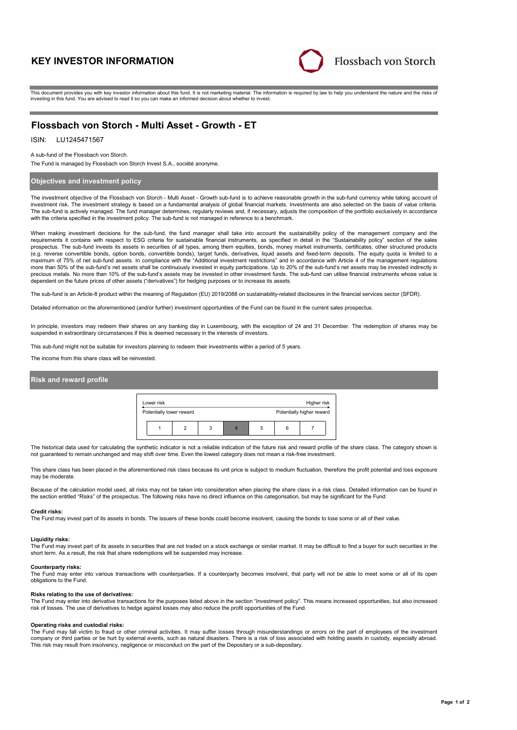# KEY INVESTOR INFORMATION

Flossbach von Storch

This document provides you with key investor information about this fund. It is not marketing material. The information is required by law to help you understand the nature and the risks of investing in this fund. You are advised to read it so you can make an informed decision about whether to invest.

## Flossbach von Storch - Multi Asset - Growth - ET

ISIN: LU1245471567

A sub-fund of the Flossbach von Storch.

The Fund is managed by Flossbach von Storch Invest S.A., société anonyme.

### Objectives and investment policy

The investment objective of the Flossbach von Storch - Multi Asset - Growth sub-fund is to achieve reasonable growth in the sub-fund currency while taking account of investment risk. The investment strategy is based on a fundamental analysis of global financial markets. Investments are also selected on the basis of value criteria. The sub-fund is actively managed. The fund manager determines, regularly reviews and, if necessary, adjusts the composition of the portfolio exclusively in accordance with the criteria specified in the investment policy. The sub-fund is not managed in reference to a benchmark.

When making investment decisions for the sub-fund, the fund manager shall take into account the sustainability policy of the management company and the requirements it contains with respect to ESG criteria for sustainable financial instruments, as specified in detail in the "Sustainability policy" section of the sales prospectus. The sub-fund invests its assets in securities of all types, among them equities, bonds, money market instruments, certificates, other structured products (e.g. reverse convertible bonds, option bonds, convertible bonds), target funds, derivatives, liquid assets and fixed-term deposits. The equity quota is limited to a maximum of 75% of net sub-fund assets. In compliance with the "Additional investment restrictions" and in accordance with Article 4 of the management regulations more than 50% of the sub-fund's net assets shall be continuously invested in equity participations. Up to 20% of the sub-fund's net assets may be invested indirectly in precious metals. No more than 10% of the sub-fund's assets may be invested in other investment funds. The sub-fund can utilise financial instruments whose value is dependent on the future prices of other assets ("derivatives") for hedging purposes or to increase its assets.

The sub-fund is an Article-8 product within the meaning of Regulation (EU) 2019/2088 on sustainability-related disclosures in the financial services sector (SFDR).

Detailed information on the aforementioned (and/or further) investment opportunities of the Fund can be found in the current sales prospectus.

In principle, investors may redeem their shares on any banking day in Luxembourg, with the exception of 24 and 31 December. The redemption of shares may be suspended in extraordinary circumstances if this is deemed necessary in the interests of investors.

This sub-fund might not be suitable for investors planning to redeem their investments within a period of 5 years.

The income from this share class will be reinvested.

### Risk and reward profile

| Lower risk | | | | | | Higher risk |
|---|---|---|---|---|---|---|
| Potentially lower reward | | | | | | Potentially higher reward |
| 1 | 2 | 3 | **4** | 5 | 6 | 7 |

The historical data used for calculating the synthetic indicator is not a reliable indication of the future risk and reward profile of the share class. The category shown is not guaranteed to remain unchanged and may shift over time. Even the lowest category does not mean a risk-free investment.

This share class has been placed in the aforementioned risk class because its unit price is subject to medium fluctuation, therefore the profit potential and loss exposure may be moderate.

Because of the calculation model used, all risks may not be taken into consideration when placing the share class in a risk class. Detailed information can be found in the section entitled "Risks" of the prospectus. The following risks have no direct influence on this categorisation, but may be significant for the Fund:

**Credit risks:**
The Fund may invest part of its assets in bonds. The issuers of these bonds could become insolvent, causing the bonds to lose some or all of their value.

**Liquidity risks:**
The Fund may invest part of its assets in securities that are not traded on a stock exchange or similar market. It may be difficult to find a buyer for such securities in the short term. As a result, the risk that share redemptions will be suspended may increase.

**Counterparty risks:**
The Fund may enter into various transactions with counterparties. If a counterparty becomes insolvent, that party will not be able to meet some or all of its open obligations to the Fund.

**Risks relating to the use of derivatives:**
The Fund may enter into derivative transactions for the purposes listed above in the section "Investment policy". This means increased opportunities, but also increased risk of losses. The use of derivatives to hedge against losses may also reduce the profit opportunities of the Fund.

**Operating risks and custodial risks:**
The Fund may fall victim to fraud or other criminal activities. It may suffer losses through misunderstandings or errors on the part of employees of the investment company or third parties or be hurt by external events, such as natural disasters. There is a risk of loss associated with holding assets in custody, especially abroad. This risk may result from insolvency, negligence or misconduct on the part of the Depositary or a sub-depositary.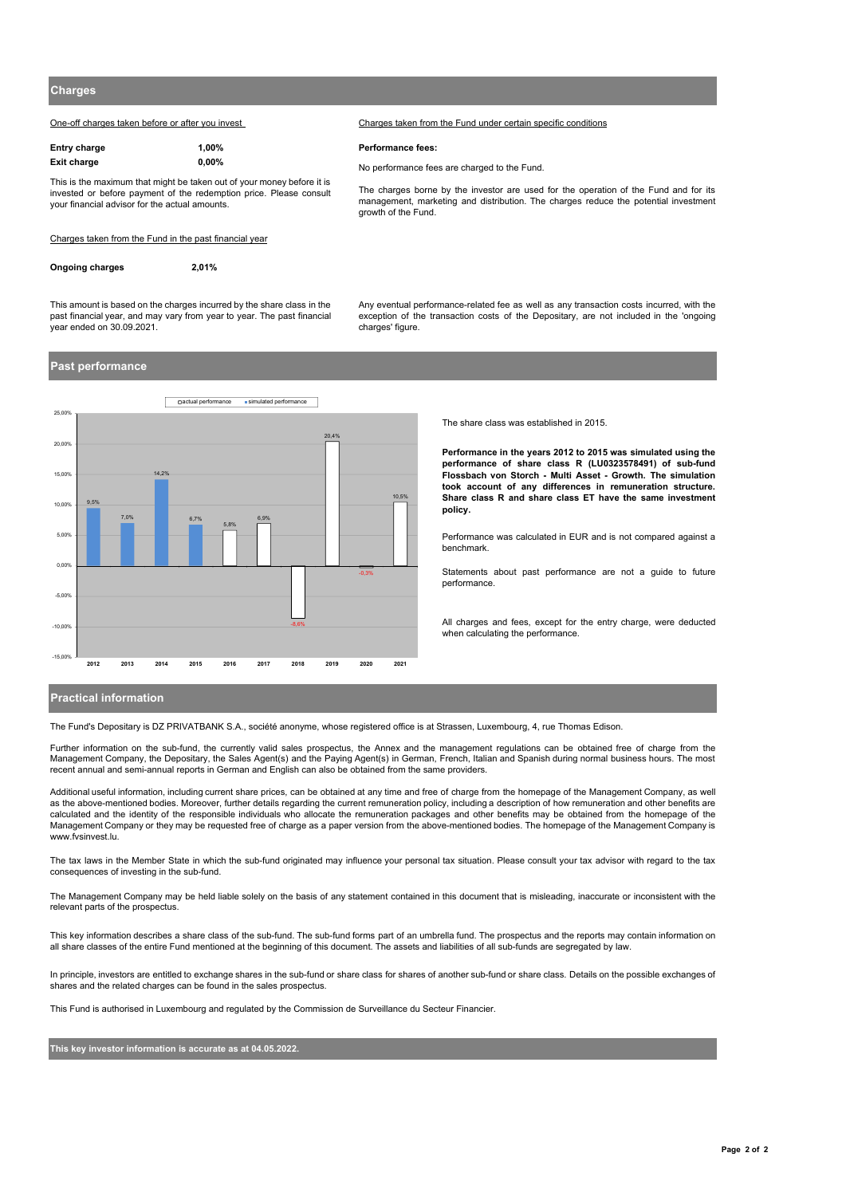## Charges

One-off charges taken before or after you invest

| | |
|---|---|
| **Entry charge** | **1,00%** |
| **Exit charge** | **0,00%** |

This is the maximum that might be taken out of your money before it is invested or before payment of the redemption price. Please consult your financial advisor for the actual amounts.

Charges taken from the Fund in the past financial year

**Ongoing charges** **2,01%**

This amount is based on the charges incurred by the share class in the past financial year, and may vary from year to year. The past financial year ended on 30.09.2021.

Charges taken from the Fund under certain specific conditions

**Performance fees:**

No performance fees are charged to the Fund.

The charges borne by the investor are used for the operation of the Fund and for its management, marketing and distribution. The charges reduce the potential investment growth of the Fund.

Any eventual performance-related fee as well as any transaction costs incurred, with the exception of the transaction costs of the Depositary, are not included in the 'ongoing charges' figure.

## Past performance

actual performance
simulated performance

25,00%
20,00%
15,00%
10,00%
5,00%
0,00%
-5,00%
-10,00%
-15,00%

9,5%
7,0%
14,2%
6,7%
5,8%
6,9%
-8,6%
20,4%
-0,3%
10,5%

2012 2013 2014 2015 2016 2017 2018 2019 2020 2021

The share class was established in 2015.

**Performance in the years 2012 to 2015 was simulated using the performance of share class R (LU0323578491) of sub-fund Flossbach von Storch - Multi Asset - Growth. The simulation took account of any differences in remuneration structure. Share class R and share class ET have the same investment policy.**

Performance was calculated in EUR and is not compared against a benchmark.

Statements about past performance are not a guide to future performance.

All charges and fees, except for the entry charge, were deducted when calculating the performance.

## Practical information

The Fund's Depositary is DZ PRIVATBANK S.A., société anonyme, whose registered office is at Strassen, Luxembourg, 4, rue Thomas Edison.

Further information on the sub-fund, the currently valid sales prospectus, the Annex and the management regulations can be obtained free of charge from the Management Company, the Depositary, the Sales Agent(s) and the Paying Agent(s) in German, French, Italian and Spanish during normal business hours. The most recent annual and semi-annual reports in German and English can also be obtained from the same providers.

Additional useful information, including current share prices, can be obtained at any time and free of charge from the homepage of the Management Company, as well as the above-mentioned bodies. Moreover, further details regarding the current remuneration policy, including a description of how remuneration and other benefits are calculated and the identity of the responsible individuals who allocate the remuneration packages and other benefits may be obtained from the homepage of the Management Company or they may be requested free of charge as a paper version from the above-mentioned bodies. The homepage of the Management Company is www.fvsinvest.lu.

The tax laws in the Member State in which the sub-fund originated may influence your personal tax situation. Please consult your tax advisor with regard to the tax consequences of investing in the sub-fund.

The Management Company may be held liable solely on the basis of any statement contained in this document that is misleading, inaccurate or inconsistent with the relevant parts of the prospectus.

This key information describes a share class of the sub-fund. The sub-fund forms part of an umbrella fund. The prospectus and the reports may contain information on all share classes of the entire Fund mentioned at the beginning of this document. The assets and liabilities of all sub-funds are segregated by law.

In principle, investors are entitled to exchange shares in the sub-fund or share class for shares of another sub-fund or share class. Details on the possible exchanges of shares and the related charges can be found in the sales prospectus.

This Fund is authorised in Luxembourg and regulated by the Commission de Surveillance du Secteur Financier.

**This key investor information is accurate as at 04.05.2022.**